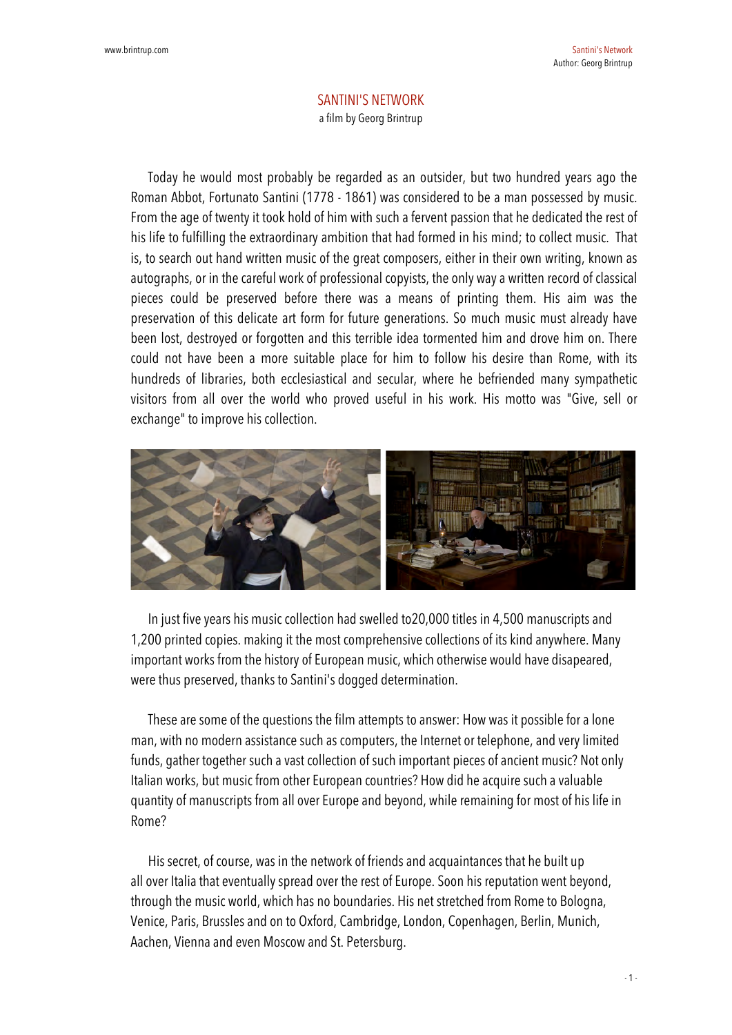# SANTINI'S NETWORK

a film by Georg Brintrup

Today he would most probably be regarded as an outsider, but two hundred years ago the Roman Abbot, Fortunato Santini (1778 - 1861) was considered to be a man possessed by music. From the age of twenty it took hold of him with such a fervent passion that he dedicated the rest of his life to fulfilling the extraordinary ambition that had formed in his mind; to collect music. That is, to search out hand written music of the great composers, either in their own writing, known as autographs, or in the careful work of professional copyists, the only way a written record of classical pieces could be preserved before there was a means of printing them. His aim was the preservation of this delicate art form for future generations. So much music must already have been lost, destroyed or forgotten and this terrible idea tormented him and drove him on. There could not have been a more suitable place for him to follow his desire than Rome, with its hundreds of libraries, both ecclesiastical and secular, where he befriended many sympathetic visitors from all over the world who proved useful in his work. His motto was "Give, sell or exchange" to improve his collection.

In just five years his music collection had swelled to20,000 titles in 4,500 manuscripts and 1,200 printed copies. making it the most comprehensive collections of its kind anywhere. Many important works from the history of European music, which otherwise would have disapeared, were thus preserved, thanks to Santini's dogged determination.

These are some of the questions the film attempts to answer: How was it possible for a lone man, with no modern assistance such as computers, the Internet or telephone, and very limited funds, gather together such a vast collection of such important pieces of ancient music? Not only Italian works, but music from other European countries? How did he acquire such a valuable quantity of manuscripts from all over Europe and beyond, while remaining for most of his life in Rome?

His secret, of course, was in the network of friends and acquaintances that he built up all over Italia that eventually spread over the rest of Europe. Soon his reputation went beyond, through the music world, which has no boundaries. His net stretched from Rome to Bologna, Venice, Paris, Brussles and on to Oxford, Cambridge, London, Copenhagen, Berlin, Munich, Aachen, Vienna and even Moscow and St. Petersburg.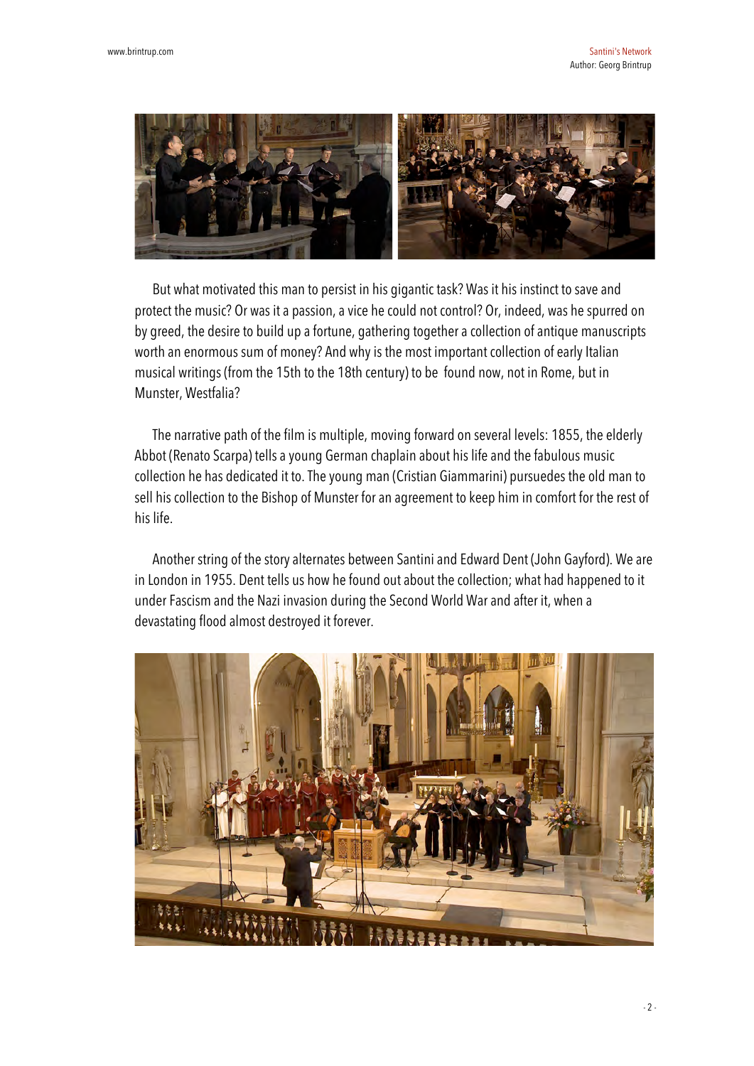But what motivated this man to persist in his gigantic task? Was it his instinct to save and protect the music? Or was it a passion, a vice he could not control? Or, indeed, was he spurred on by greed, the desire to build up a fortune, gathering together a collection of antique manuscripts worth an enormous sum of money? And why is the most important collection of early Italian musical writings (from the 15th to the 18th century) to be found now, not in Rome, but in Munster, Westfalia?

The narrative path of the film is multiple, moving forward on several levels: 1855, the elderly Abbot (Renato Scarpa) tells a young German chaplain about his life and the fabulous music collection he has dedicated it to. The young man (Cristian Giammarini) pursuedes the old man to sell his collection to the Bishop of Munster for an agreement to keep him in comfort for the rest of his life.

Another string of the story alternates between Santini and Edward Dent (John Gayford). We are in London in 1955. Dent tells us how he found out about the collection; what had happened to it under Fascism and the Nazi invasion during the Second World War and after it, when a devastating flood almost destroyed it forever.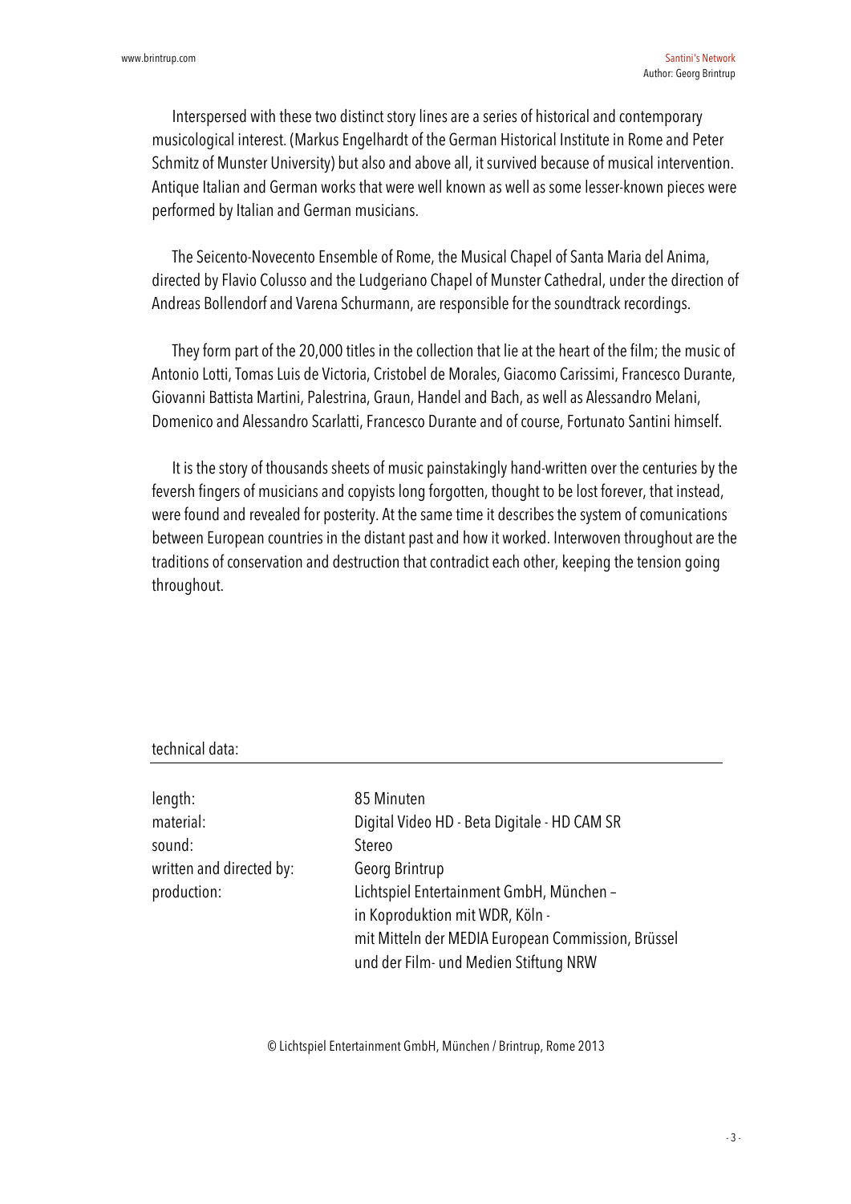Interspersed with these two distinct story lines are a series of historical and contemporary musicological interest. (Markus Engelhardt of the German Historical Institute in Rome and Peter Schmitz of Munster University) but also and above all, it survived because of musical intervention. Antique Italian and German works that were well known as well as some lesser-known pieces were performed by Italian and German musicians.

The Seicento-Novecento Ensemble of Rome, the Musical Chapel of Santa Maria del Anima, directed by Flavio Colusso and the Ludgeriano Chapel of Munster Cathedral, under the direction of Andreas Bollendorf and Varena Schurmann, are responsible for the soundtrack recordings.

They form part of the 20,000 titles in the collection that lie at the heart of the film; the music of Antonio Lotti, Tomas Luis de Victoria, Cristobel de Morales, Giacomo Carissimi, Francesco Durante, Giovanni Battista Martini, Palestrina, Graun, Handel and Bach, as well as Alessandro Melani, Domenico and Alessandro Scarlatti, Francesco Durante and of course, Fortunato Santini himself.

It is the story of thousands sheets of music painstakingly hand-written over the centuries by the feversh fingers of musicians and copyists long forgotten, thought to be lost forever, that instead, were found and revealed for posterity. At the same time it describes the system of comunications between European countries in the distant past and how it worked. Interwoven throughout are the traditions of conservation and destruction that contradict each other, keeping the tension going throughout.

technical data:

| | |
|---|---|
| length: | 85 Minuten |
| material: | Digital Video HD - Beta Digitale - HD CAM SR |
| sound: | Stereo |
| written and directed by: | Georg Brintrup |
| production: | Lichtspiel Entertainment GmbH, München – in Koproduktion mit WDR, Köln - mit Mitteln der MEDIA European Commission, Brüssel und der Film- und Medien Stiftung NRW |

© Lichtspiel Entertainment GmbH, München / Brintrup, Rome 2013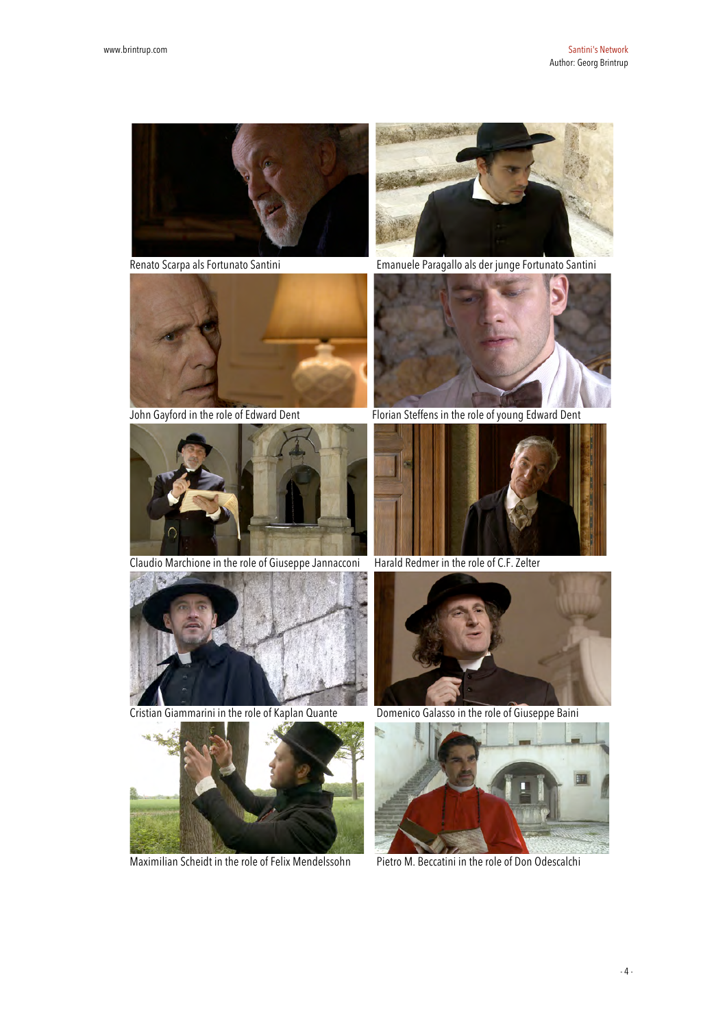Renato Scarpa als Fortunato Santini

Emanuele Paragallo als der junge Fortunato Santini

John Gayford in the role of Edward Dent

Florian Steffens in the role of young Edward Dent

Claudio Marchione in the role of Giuseppe Jannacconi

Harald Redmer in the role of C.F. Zelter

Cristian Giammarini in the role of Kaplan Quante

Domenico Galasso in the role of Giuseppe Baini

Maximilian Scheidt in the role of Felix Mendelssohn

Pietro M. Beccatini in the role of Don Odescalchi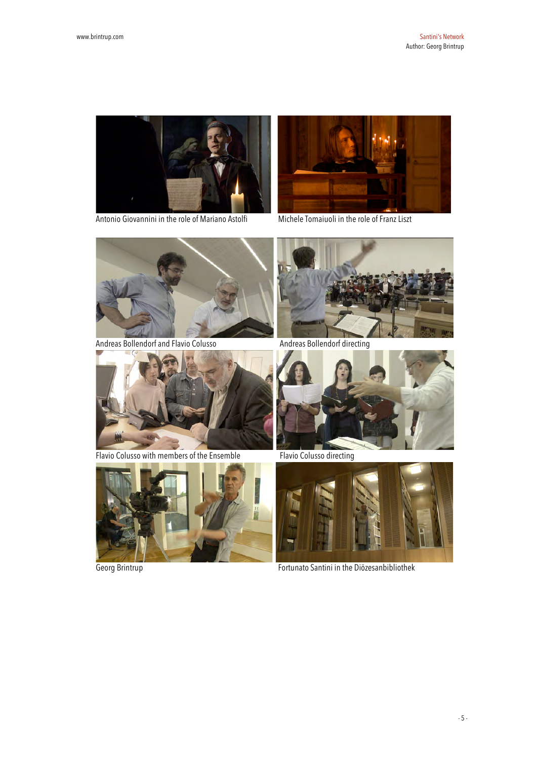Antonio Giovannini in the role of Mariano Astolfi

Michele Tomaiuoli in the role of Franz Liszt

Andreas Bollendorf and Flavio Colusso

Andreas Bollendorf directing

Flavio Colusso with members of the Ensemble

Flavio Colusso directing

Georg Brintrup

Fortunato Santini in the Diözesanbibliothek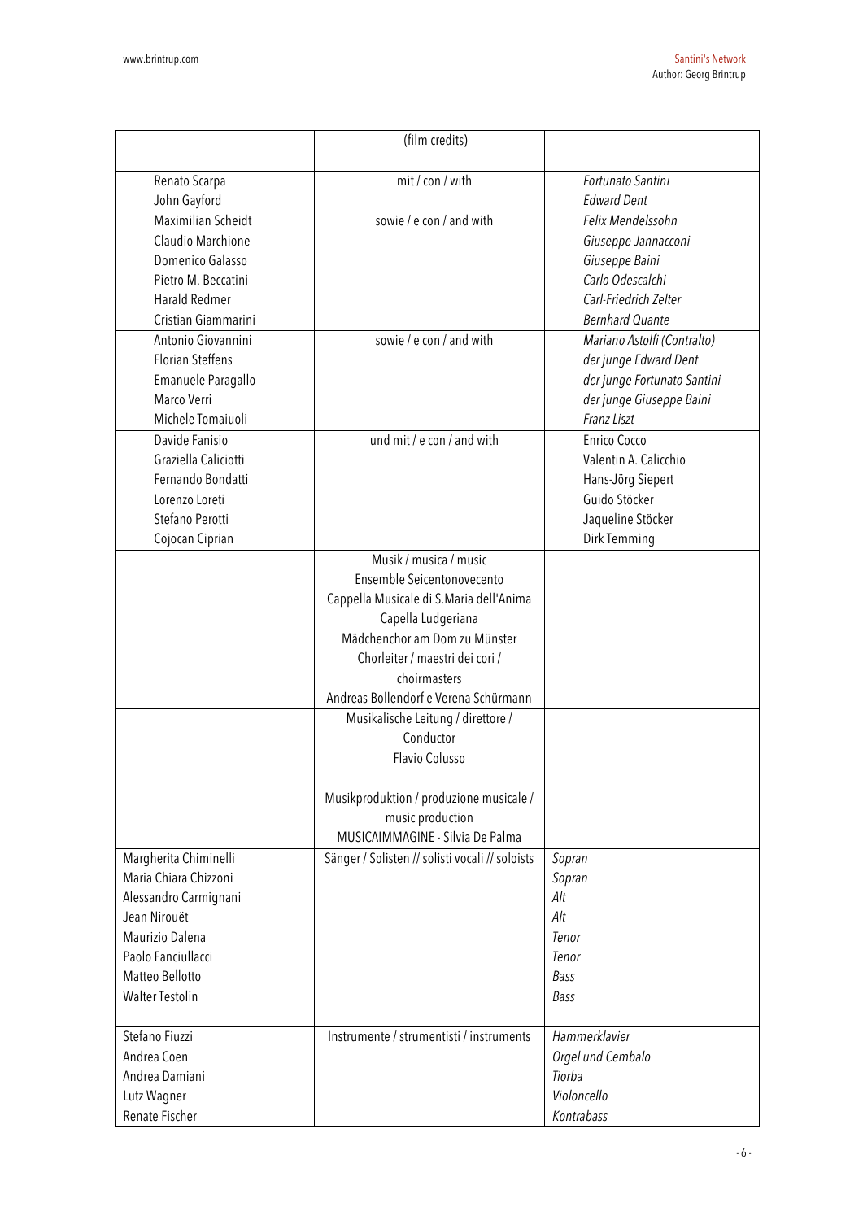| | (film credits) | |
|---|---|---|
| Renato Scarpa<br>John Gayford | mit / con / with | *Fortunato Santini*<br>*Edward Dent* |
| Maximilian Scheidt<br>Claudio Marchione<br>Domenico Galasso<br>Pietro M. Beccatini<br>Harald Redmer<br>Cristian Giammarini | sowie / e con / and with | *Felix Mendelssohn*<br>*Giuseppe Jannacconi*<br>*Giuseppe Baini*<br>*Carlo Odescalchi*<br>*Carl-Friedrich Zelter*<br>*Bernhard Quante* |
| Antonio Giovannini<br>Florian Steffens<br>Emanuele Paragallo<br>Marco Verri<br>Michele Tomaiuoli | sowie / e con / and with | *Mariano Astolfi (Contralto)*<br>*der junge Edward Dent*<br>*der junge Fortunato Santini*<br>*der junge Giuseppe Baini*<br>*Franz Liszt* |
| Davide Fanisio<br>Graziella Caliciotti<br>Fernando Bondatti<br>Lorenzo Loreti<br>Stefano Perotti<br>Cojocan Ciprian | und mit / e con / and with | Enrico Cocco<br>Valentin A. Calicchio<br>Hans-Jörg Siepert<br>Guido Stöcker<br>Jaqueline Stöcker<br>Dirk Temming |
| | Musik / musica / music<br>Ensemble Seicentonovecento<br>Cappella Musicale di S.Maria dell'Anima<br>Capella Ludgeriana<br>Mädchenchor am Dom zu Münster<br>Chorleiter / maestri dei cori / choirmasters<br>Andreas Bollendorf e Verena Schürmann | |
| | Musikalische Leitung / direttore / Conductor<br>Flavio Colusso<br><br>Musikproduktion / produzione musicale / music production<br>MUSICAIMMAGINE - Silvia De Palma | |
| Margherita Chiminelli<br>Maria Chiara Chizzoni<br>Alessandro Carmignani<br>Jean Nirouët<br>Maurizio Dalena<br>Paolo Fanciullacci<br>Matteo Bellotto<br>Walter Testolin | Sänger / Solisten // solisti vocali // soloists | *Sopran*<br>*Sopran*<br>*Alt*<br>*Alt*<br>*Tenor*<br>*Tenor*<br>*Bass*<br>*Bass* |
| Stefano Fiuzzi<br>Andrea Coen<br>Andrea Damiani<br>Lutz Wagner<br>Renate Fischer | Instrumente / strumentisti / instruments | *Hammerklavier*<br>*Orgel und Cembalo*<br>*Tiorba*<br>*Violoncello*<br>*Kontrabass* |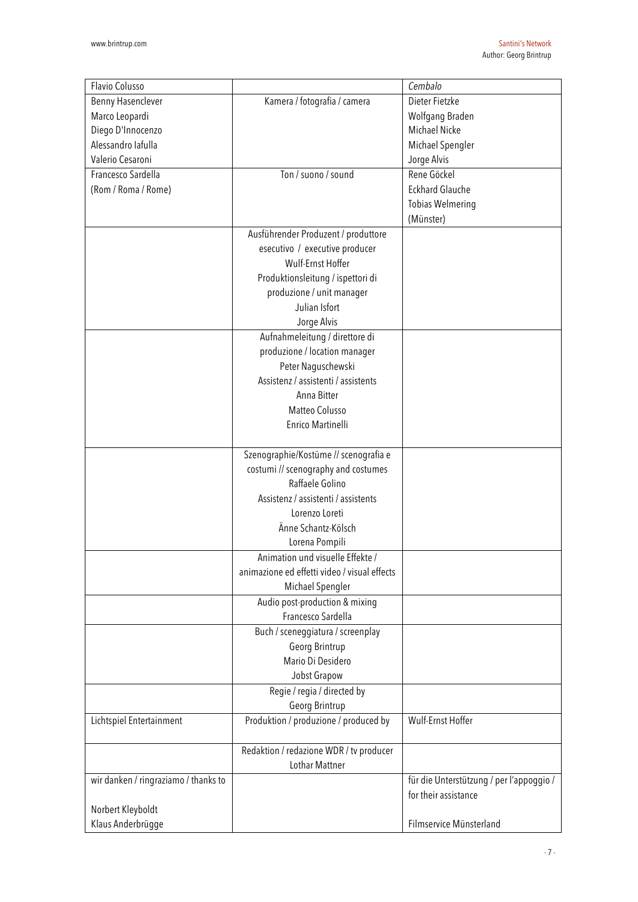| | | |
|---|---|---|
| Flavio Colusso | | *Cembalo* |
| Benny Hasenclever<br>Marco Leopardi<br>Diego D'Innocenzo<br>Alessandro Iafulla<br>Valerio Cesaroni | Kamera / fotografia / camera | Dieter Fietzke<br>Wolfgang Braden<br>Michael Nicke<br>Michael Spengler<br>Jorge Alvis |
| Francesco Sardella<br>(Rom / Roma / Rome) | Ton / suono / sound | Rene Göckel<br>Eckhard Glauche<br>Tobias Welmering<br>(Münster) |
| | Ausführender Produzent / produttore esecutivo / executive producer<br>Wulf-Ernst Hoffer<br>Produktionsleitung / ispettori di produzione / unit manager<br>Julian Isfort<br>Jorge Alvis | |
| | Aufnahmeleitung / direttore di produzione / location manager<br>Peter Naguschewski<br>Assistenz / assistenti / assistents<br>Anna Bitter<br>Matteo Colusso<br>Enrico Martinelli | |
| | Szenographie/Kostüme // scenografia e costumi // scenography and costumes<br>Raffaele Golino<br>Assistenz / assistenti / assistents<br>Lorenzo Loreti<br>Änne Schantz-Kölsch<br>Lorena Pompili | |
| | Animation und visuelle Effekte / animazione ed effetti video / visual effects<br>Michael Spengler | |
| | Audio post-production & mixing<br>Francesco Sardella | |
| | Buch / sceneggiatura / screenplay<br>Georg Brintrup<br>Mario Di Desidero<br>Jobst Grapow | |
| | Regie / regia / directed by<br>Georg Brintrup | |
| Lichtspiel Entertainment | Produktion / produzione / produced by | Wulf-Ernst Hoffer |
| | Redaktion / redazione WDR / tv producer<br>Lothar Mattner | |
| wir danken / ringraziamo / thanks to<br><br>Norbert Kleyboldt<br>Klaus Anderbrügge | | für die Unterstützung / per l'appoggio / for their assistance<br><br>Filmservice Münsterland |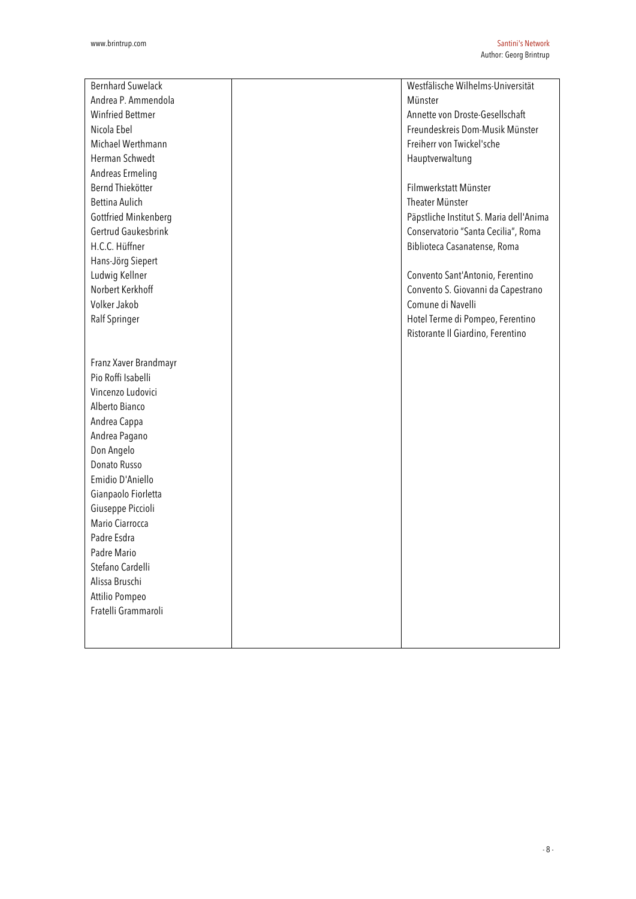| | | |
|---|---|---|
| Bernhard Suwelack<br>Andrea P. Ammendola<br>Winfried Bettmer<br>Nicola Ebel<br>Michael Werthmann<br>Herman Schwedt<br>Andreas Ermeling<br>Bernd Thiekötter<br>Bettina Aulich<br>Gottfried Minkenberg<br>Gertrud Gaukesbrink<br>H.C.C. Hüffner<br>Hans-Jörg Siepert<br>Ludwig Kellner<br>Norbert Kerkhoff<br>Volker Jakob<br>Ralf Springer<br><br><br>Franz Xaver Brandmayr<br>Pio Roffi Isabelli<br>Vincenzo Ludovici<br>Alberto Bianco<br>Andrea Cappa<br>Andrea Pagano<br>Don Angelo<br>Donato Russo<br>Emidio D'Aniello<br>Gianpaolo Fiorletta<br>Giuseppe Piccioli<br>Mario Ciarrocca<br>Padre Esdra<br>Padre Mario<br>Stefano Cardelli<br>Alissa Bruschi<br>Attilio Pompeo<br>Fratelli Grammaroli | | Westfälische Wilhelms-Universität Münster<br>Annette von Droste-Gesellschaft<br>Freundeskreis Dom-Musik Münster<br>Freiherr von Twickel'sche Hauptverwaltung<br><br>Filmwerkstatt Münster<br>Theater Münster<br>Päpstliche Institut S. Maria dell'Anima<br>Conservatorio "Santa Cecilia", Roma<br>Biblioteca Casanatense, Roma<br><br>Convento Sant'Antonio, Ferentino<br>Convento S. Giovanni da Capestrano<br>Comune di Navelli<br>Hotel Terme di Pompeo, Ferentino<br>Ristorante Il Giardino, Ferentino |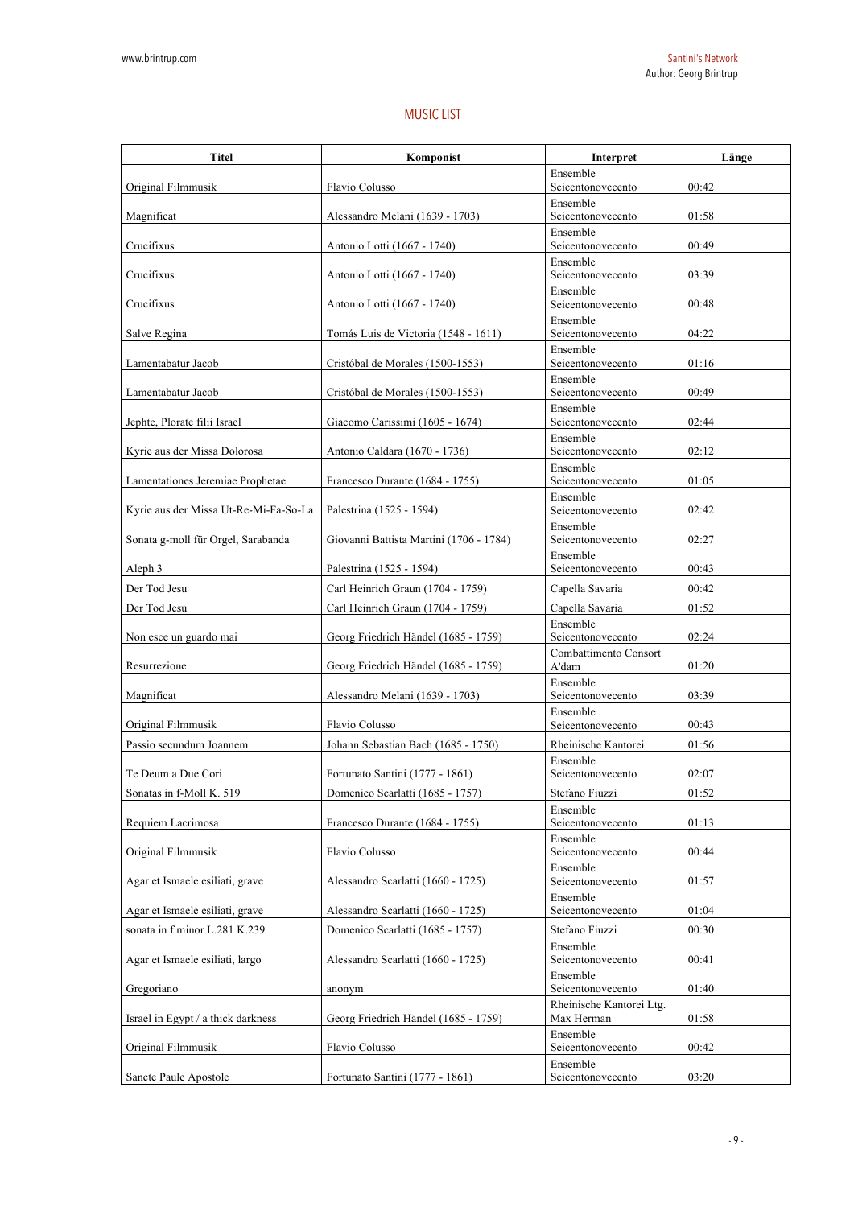## MUSIC LIST

| Titel | Komponist | Interpret | Länge |
|---|---|---|---|
| Original Filmmusik | Flavio Colusso | Ensemble Seicentonovecento | 00:42 |
| Magnificat | Alessandro Melani (1639 - 1703) | Ensemble Seicentonovecento | 01:58 |
| Crucifixus | Antonio Lotti (1667 - 1740) | Ensemble Seicentonovecento | 00:49 |
| Crucifixus | Antonio Lotti (1667 - 1740) | Ensemble Seicentonovecento | 03:39 |
| Crucifixus | Antonio Lotti (1667 - 1740) | Ensemble Seicentonovecento | 00:48 |
| Salve Regina | Tomás Luis de Victoria (1548 - 1611) | Ensemble Seicentonovecento | 04:22 |
| Lamentabatur Jacob | Cristóbal de Morales (1500-1553) | Ensemble Seicentonovecento | 01:16 |
| Lamentabatur Jacob | Cristóbal de Morales (1500-1553) | Ensemble Seicentonovecento | 00:49 |
| Jephte, Plorate filii Israel | Giacomo Carissimi (1605 - 1674) | Ensemble Seicentonovecento | 02:44 |
| Kyrie aus der Missa Dolorosa | Antonio Caldara (1670 - 1736) | Ensemble Seicentonovecento | 02:12 |
| Lamentationes Jeremiae Prophetae | Francesco Durante (1684 - 1755) | Ensemble Seicentonovecento | 01:05 |
| Kyrie aus der Missa Ut-Re-Mi-Fa-So-La | Palestrina (1525 - 1594) | Ensemble Seicentonovecento | 02:42 |
| Sonata g-moll für Orgel, Sarabanda | Giovanni Battista Martini (1706 - 1784) | Ensemble Seicentonovecento | 02:27 |
| Aleph 3 | Palestrina (1525 - 1594) | Ensemble Seicentonovecento | 00:43 |
| Der Tod Jesu | Carl Heinrich Graun (1704 - 1759) | Capella Savaria | 00:42 |
| Der Tod Jesu | Carl Heinrich Graun (1704 - 1759) | Capella Savaria | 01:52 |
| Non esce un guardo mai | Georg Friedrich Händel (1685 - 1759) | Ensemble Seicentonovecento | 02:24 |
| Resurrezione | Georg Friedrich Händel (1685 - 1759) | Combattimento Consort A'dam | 01:20 |
| Magnificat | Alessandro Melani (1639 - 1703) | Ensemble Seicentonovecento | 03:39 |
| Original Filmmusik | Flavio Colusso | Ensemble Seicentonovecento | 00:43 |
| Passio secundum Joannem | Johann Sebastian Bach (1685 - 1750) | Rheinische Kantorei | 01:56 |
| Te Deum a Due Cori | Fortunato Santini (1777 - 1861) | Ensemble Seicentonovecento | 02:07 |
| Sonatas in f-Moll K. 519 | Domenico Scarlatti (1685 - 1757) | Stefano Fiuzzi | 01:52 |
| Requiem Lacrimosa | Francesco Durante (1684 - 1755) | Ensemble Seicentonovecento | 01:13 |
| Original Filmmusik | Flavio Colusso | Ensemble Seicentonovecento | 00:44 |
| Agar et Ismaele esiliati, grave | Alessandro Scarlatti (1660 - 1725) | Ensemble Seicentonovecento | 01:57 |
| Agar et Ismaele esiliati, grave | Alessandro Scarlatti (1660 - 1725) | Ensemble Seicentonovecento | 01:04 |
| sonata in f minor L.281 K.239 | Domenico Scarlatti (1685 - 1757) | Stefano Fiuzzi | 00:30 |
| Agar et Ismaele esiliati, largo | Alessandro Scarlatti (1660 - 1725) | Ensemble Seicentonovecento | 00:41 |
| Gregoriano | anonym | Ensemble Seicentonovecento | 01:40 |
| Israel in Egypt / a thick darkness | Georg Friedrich Händel (1685 - 1759) | Rheinische Kantorei Ltg. Max Herman | 01:58 |
| Original Filmmusik | Flavio Colusso | Ensemble Seicentonovecento | 00:42 |
| Sancte Paule Apostole | Fortunato Santini (1777 - 1861) | Ensemble Seicentonovecento | 03:20 |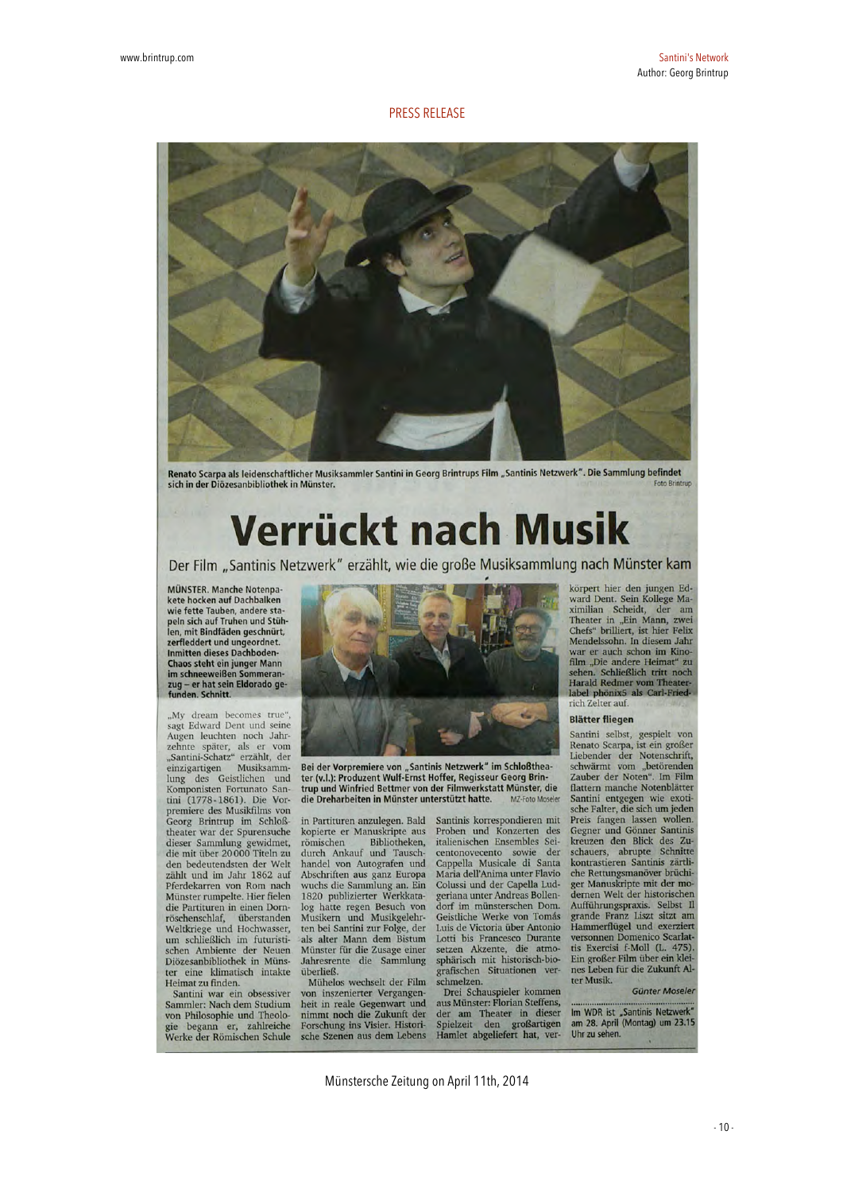PRESS RELEASE

Renato Scarpa als leidenschaftlicher Musiksammler Santini in Georg Brintrups Film „Santinis Netzwerk". Die Sammlung befindet sich in der Diözesanbibliothek in Münster. Foto Brintrup

# Verrückt nach Musik

## Der Film „Santinis Netzwerk" erzählt, wie die große Musiksammlung nach Münster kam

**MÜNSTER. Manche Notenpakete hocken auf Dachbalken wie fette Tauben, andere stapeln sich auf Truhen und Stühlen, mit Bindfäden geschnürt, zerfleddert und ungeordnet. Inmitten dieses Dachboden-Chaos steht ein junger Mann im schneeweißen Sommeranzug – er hat sein Eldorado gefunden. Schnitt.**

„My dream becomes true", sagt Edward Dent und seine Augen leuchten noch Jahrzehnte später, als er vom „Santini-Schatz" erzählt, der einzigartigen Musiksammlung des Geistlichen und Komponisten Fortunato Santini (1778-1861). Die Vorpremiere des Musikfilms von Georg Brintrup im Schloßtheater war der Spurensuche dieser Sammlung gewidmet, die mit über 20 000 Titeln zu den bedeutendsten der Welt zählt und im Jahr 1862 auf Pferdekarren von Rom nach Münster rumpelte. Hier fielen die Partituren in einen Dornröschenschlaf, überstanden Weltkriege und Hochwasser, um schließlich im futuristischen Ambiente der Neuen Diözesanbibliothek in Münster eine klimatisch intakte Heimat zu finden.

Santini war ein obsessiver Sammler: Nach dem Studium von Philosophie und Theologie begann er, zahlreiche Werke der Römischen Schule in Partituren anzulegen. Bald kopierte er Manuskripte aus römischen Bibliotheken, durch Ankauf und Tauschhandel von Autografen und Abschriften aus ganz Europa wuchs die Sammlung an. Ein 1820 publizierter Werkkatalog hatte regen Besuch von Musikern und Musikgelehrten bei Santini zur Folge, der als alter Mann dem Bistum Münster für die Zusage einer Jahresrente die Sammlung überließ.

Bei der Vorpremiere von „Santinis Netzwerk" im Schloßtheater (v.l.): Produzent Wulf-Ernst Hoffer, Regisseur Georg Brintrup und Winfried Bettmer von der Filmwerkstatt Münster, die die Dreharbeiten in Münster unterstützt hatte. MZ-Foto Moseler

Mühelos wechselt der Film von inszenierter Vergangenheit in reale Gegenwart und nimmt noch die Zukunft der Forschung ins Visier. Historische Szenen aus dem Lebens Santinis korrespondieren mit Proben und Konzerten des italienischen Ensembles Seicentonovecento sowie der Cappella Musicale di Santa Maria dell'Anima unter Flavio Colussi und der Capella Ludgeriana unter Andreas Bollendorf im münsterschen Dom. Geistliche Werke von Tomás Luis de Victoria über Antonio Lotti bis Francesco Durante setzen Akzente, die atmosphärisch mit historisch-biografischen Situationen verschmelzen.

Drei Schauspieler kommen aus Münster: Florian Steffens, der am Theater in dieser Spielzeit den großartigen Hamlet abgeliefert hat, verkörpert hier den jungen Edward Dent. Sein Kollege Maximilian Scheidt, der am Theater in „Ein Mann, zwei Chefs" brilliert, ist hier Felix Mendelssohn. In diesem Jahr war er auch schon im Kinofilm „Die andere Heimat" zu sehen. Schließlich tritt noch Harald Redmer vom Theaterlabel phönix5 als Carl-Friedrich Zelter auf.

### Blätter fliegen

Santini selbst, gespielt von Renato Scarpa, ist ein großer Liebender der Notenschrift, schwärmt vom „betörenden Zauber der Noten". Im Film flattern manche Notenblätter Santini entgegen wie exotische Falter, die sich um jeden Preis fangen lassen wollen. Gegner und Gönner Santinis kreuzen den Blick des Zuschauers, abrupte Schnitte kontrastieren Santinis zärtliche Rettungsmanöver brüchiger Manuskripte mit der modernen Welt der historischen Aufführungspraxis. Selbst Il grande Franz Liszt sitzt am Hammerflügel und exerziert versonnen Domenico Scarlattis Exercisi f-Moll (L. 475). Ein großer Film über ein kleines Leben für die Zukunft Alter Musik.

*Günter Moseler*

Im WDR ist „Santinis Netzwerk" am 28. April (Montag) um 23.15 Uhr zu sehen.

Münstersche Zeitung on April 11th, 2014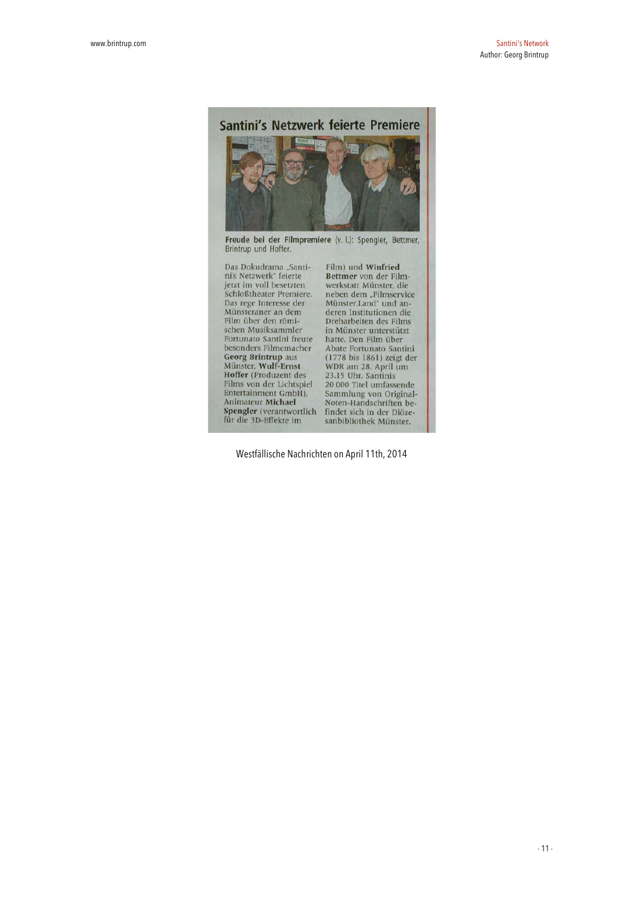# Santini's Netzwerk feierte Premiere

**Freude bei der Filmpremiere** (v. l.): Spengler, Bettmer, Brintrup und Hoffer.

Das Dokudrama „Santini's Netzwerk" feierte jetzt im voll besetzten Schloßtheater Premiere. Das rege Interesse der Münsteraner an dem Film über den römischen Musiksammler Fortunato Santini freute besonders Filmemacher **Georg Brintrup** aus Münster, **Wulf-Ernst Hoffer** (Produzent des Films von der Lichtspiel Entertainment GmbH), Animateur **Michael Spengler** (verantwortlich für die 3D-Effekte im Film) und **Winfried Bettmer** von der Filmwerkstatt Münster, die neben dem „Filmservice Münster.Land" und anderen Institutionen die Dreharbeiten des Films in Münster unterstützt hatte. Den Film über Abate Fortunato Santini (1778 bis 1861) zeigt der WDR am 28. April um 23.15 Uhr. Santinis 20 000 Titel umfassende Sammlung von Original-Noten-Handschriften befindet sich in der Diözesanbibliothek Münster.

Westfällische Nachrichten on April 11th, 2014